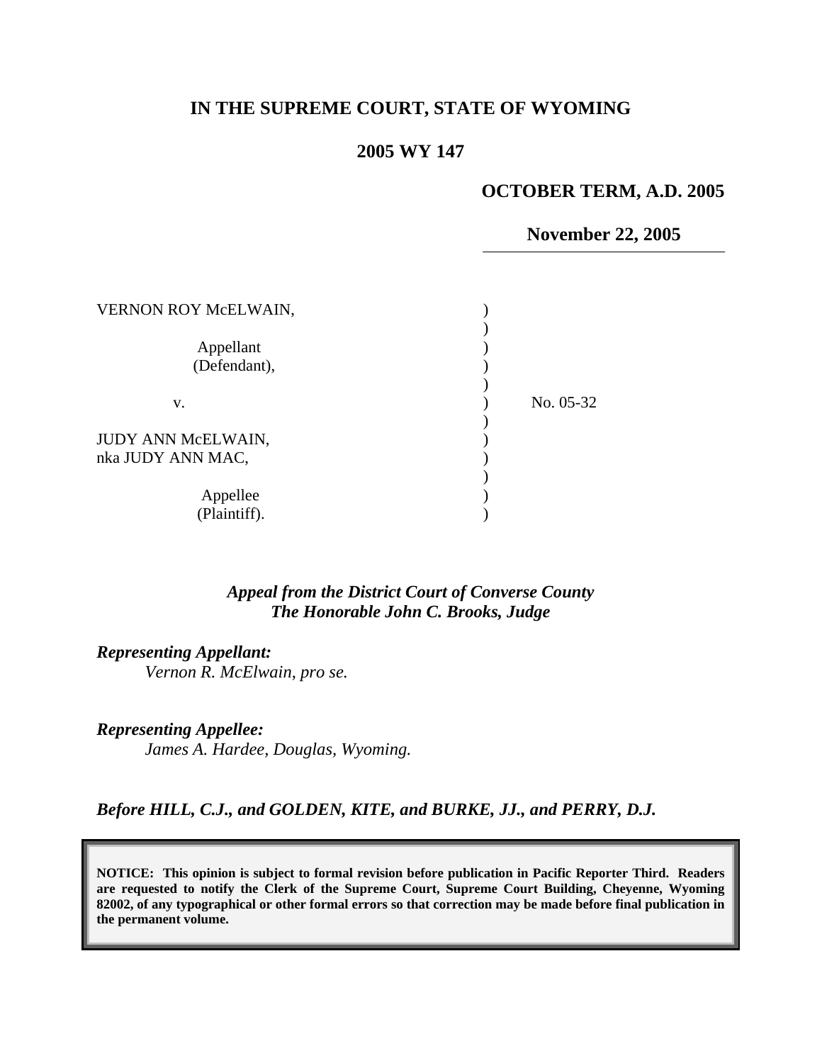# IN THE SUPREME COURT, STATE OF WYOMING

## 2005 WY 147

**OCTOBER TERM, A.D. 2005**

**November 22, 2005**

| | | |
|---|---|---|
| VERNON ROY McELWAIN,<br><br>Appellant<br>(Defendant), | ) | |
| v. | ) | No. 05-32 |
| JUDY ANN McELWAIN,<br>nka JUDY ANN MAC,<br><br>Appellee<br>(Plaintiff). | ) | |

*Appeal from the District Court of Converse County*
*The Honorable John C. Brooks, Judge*

***Representing Appellant:***
*Vernon R. McElwain, pro se.*

***Representing Appellee:***
*James A. Hardee, Douglas, Wyoming.*

***Before HILL, C.J., and GOLDEN, KITE, and BURKE, JJ., and PERRY, D.J.***

**NOTICE: This opinion is subject to formal revision before publication in Pacific Reporter Third. Readers are requested to notify the Clerk of the Supreme Court, Supreme Court Building, Cheyenne, Wyoming 82002, of any typographical or other formal errors so that correction may be made before final publication in the permanent volume.**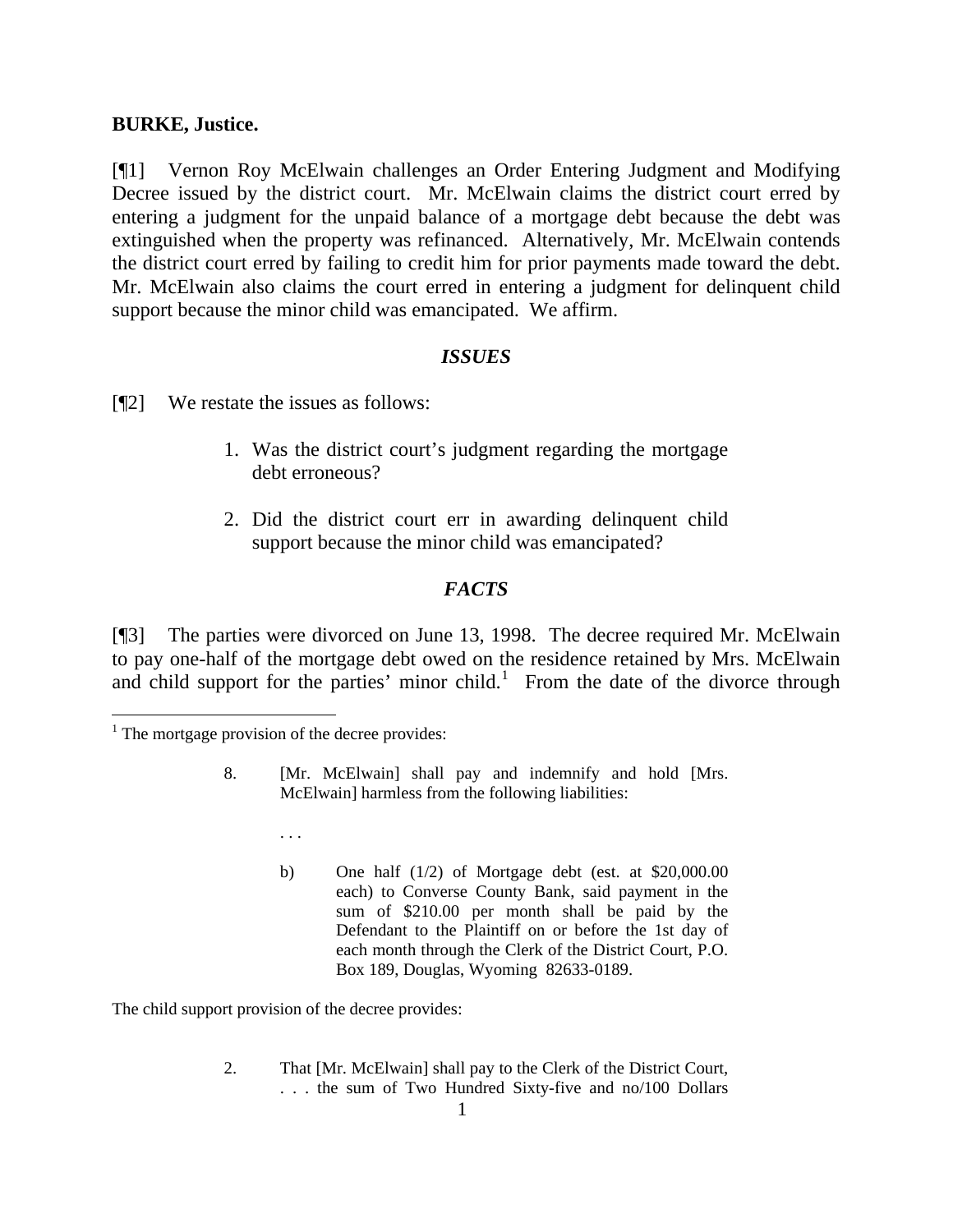**BURKE, Justice.**

[¶1] Vernon Roy McElwain challenges an Order Entering Judgment and Modifying Decree issued by the district court. Mr. McElwain claims the district court erred by entering a judgment for the unpaid balance of a mortgage debt because the debt was extinguished when the property was refinanced. Alternatively, Mr. McElwain contends the district court erred by failing to credit him for prior payments made toward the debt. Mr. McElwain also claims the court erred in entering a judgment for delinquent child support because the minor child was emancipated. We affirm.

## *ISSUES*

[¶2] We restate the issues as follows:

> 1. Was the district court's judgment regarding the mortgage debt erroneous?
>
> 2. Did the district court err in awarding delinquent child support because the minor child was emancipated?

## *FACTS*

[¶3] The parties were divorced on June 13, 1998. The decree required Mr. McElwain to pay one-half of the mortgage debt owed on the residence retained by Mrs. McElwain and child support for the parties' minor child.[1] From the date of the divorce through

---

[1] The mortgage provision of the decree provides:

> 8. [Mr. McElwain] shall pay and indemnify and hold [Mrs. McElwain] harmless from the following liabilities:
>
> . . .
>
> b) One half (1/2) of Mortgage debt (est. at $20,000.00 each) to Converse County Bank, said payment in the sum of $210.00 per month shall be paid by the Defendant to the Plaintiff on or before the 1st day of each month through the Clerk of the District Court, P.O. Box 189, Douglas, Wyoming 82633-0189.

The child support provision of the decree provides:

> 2. That [Mr. McElwain] shall pay to the Clerk of the District Court, . . . the sum of Two Hundred Sixty-five and no/100 Dollars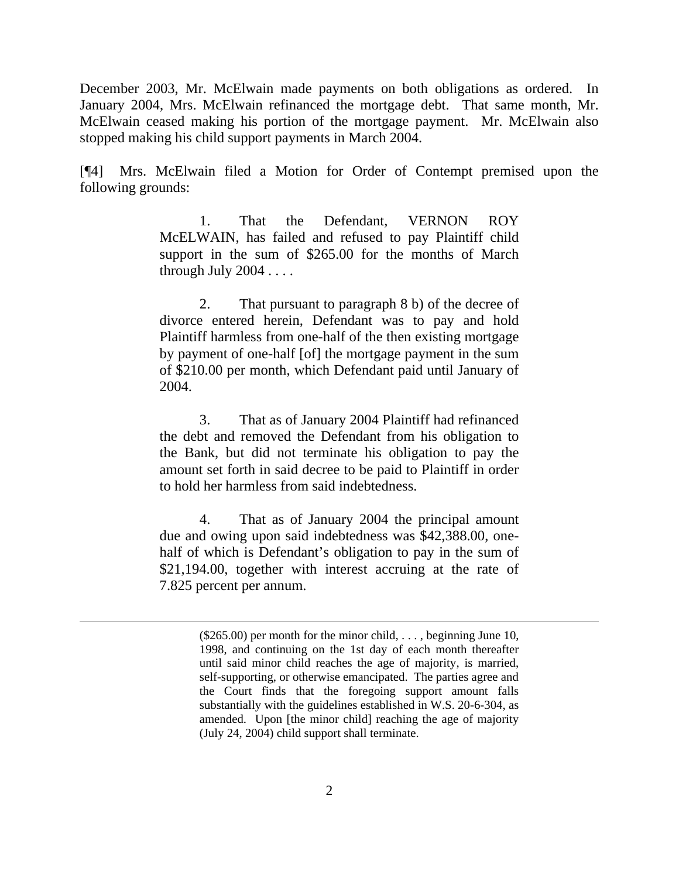December 2003, Mr. McElwain made payments on both obligations as ordered. In January 2004, Mrs. McElwain refinanced the mortgage debt. That same month, Mr. McElwain ceased making his portion of the mortgage payment. Mr. McElwain also stopped making his child support payments in March 2004.

[¶4] Mrs. McElwain filed a Motion for Order of Contempt premised upon the following grounds:

> 1. That the Defendant, VERNON ROY McELWAIN, has failed and refused to pay Plaintiff child support in the sum of $265.00 for the months of March through July 2004 . . . .
>
> 2. That pursuant to paragraph 8 b) of the decree of divorce entered herein, Defendant was to pay and hold Plaintiff harmless from one-half of the then existing mortgage by payment of one-half [of] the mortgage payment in the sum of $210.00 per month, which Defendant paid until January of 2004.
>
> 3. That as of January 2004 Plaintiff had refinanced the debt and removed the Defendant from his obligation to the Bank, but did not terminate his obligation to pay the amount set forth in said decree to be paid to Plaintiff in order to hold her harmless from said indebtedness.
>
> 4. That as of January 2004 the principal amount due and owing upon said indebtedness was $42,388.00, one-half of which is Defendant's obligation to pay in the sum of $21,194.00, together with interest accruing at the rate of 7.825 percent per annum.

---

> ($265.00) per month for the minor child, . . . , beginning June 10, 1998, and continuing on the 1st day of each month thereafter until said minor child reaches the age of majority, is married, self-supporting, or otherwise emancipated. The parties agree and the Court finds that the foregoing support amount falls substantially with the guidelines established in W.S. 20-6-304, as amended. Upon [the minor child] reaching the age of majority (July 24, 2004) child support shall terminate.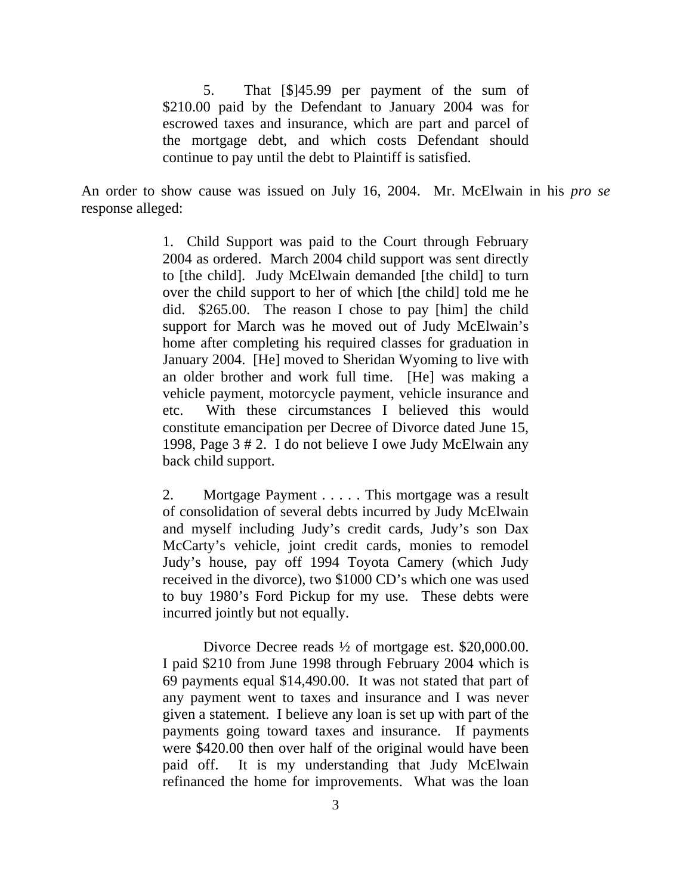> 5. That [$]45.99 per payment of the sum of $210.00 paid by the Defendant to January 2004 was for escrowed taxes and insurance, which are part and parcel of the mortgage debt, and which costs Defendant should continue to pay until the debt to Plaintiff is satisfied.

An order to show cause was issued on July 16, 2004. Mr. McElwain in his *pro se* response alleged:

> 1. Child Support was paid to the Court through February 2004 as ordered. March 2004 child support was sent directly to [the child]. Judy McElwain demanded [the child] to turn over the child support to her of which [the child] told me he did. $265.00. The reason I chose to pay [him] the child support for March was he moved out of Judy McElwain's home after completing his required classes for graduation in January 2004. [He] moved to Sheridan Wyoming to live with an older brother and work full time. [He] was making a vehicle payment, motorcycle payment, vehicle insurance and etc. With these circumstances I believed this would constitute emancipation per Decree of Divorce dated June 15, 1998, Page 3 # 2. I do not believe I owe Judy McElwain any back child support.
>
> 2. Mortgage Payment . . . . . This mortgage was a result of consolidation of several debts incurred by Judy McElwain and myself including Judy's credit cards, Judy's son Dax McCarty's vehicle, joint credit cards, monies to remodel Judy's house, pay off 1994 Toyota Camery (which Judy received in the divorce), two $1000 CD's which one was used to buy 1980's Ford Pickup for my use. These debts were incurred jointly but not equally.
>
> Divorce Decree reads ½ of mortgage est. $20,000.00. I paid $210 from June 1998 through February 2004 which is 69 payments equal $14,490.00. It was not stated that part of any payment went to taxes and insurance and I was never given a statement. I believe any loan is set up with part of the payments going toward taxes and insurance. If payments were $420.00 then over half of the original would have been paid off. It is my understanding that Judy McElwain refinanced the home for improvements. What was the loan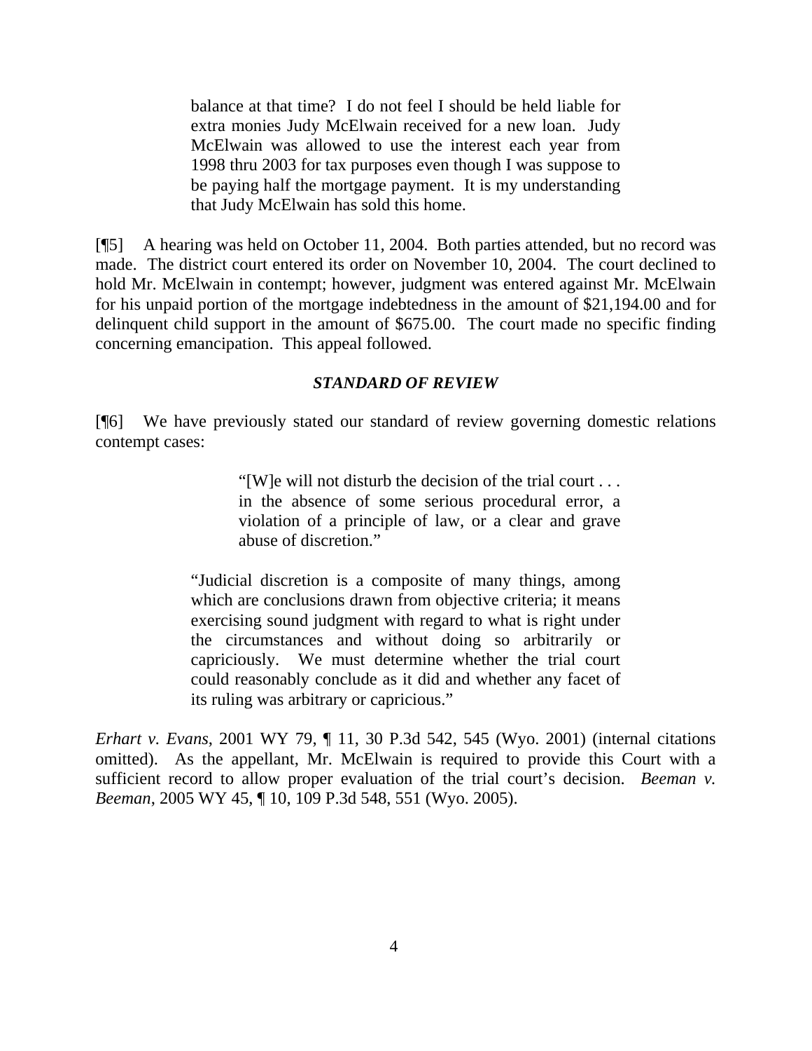> balance at that time? I do not feel I should be held liable for extra monies Judy McElwain received for a new loan. Judy McElwain was allowed to use the interest each year from 1998 thru 2003 for tax purposes even though I was suppose to be paying half the mortgage payment. It is my understanding that Judy McElwain has sold this home.

[¶5] A hearing was held on October 11, 2004. Both parties attended, but no record was made. The district court entered its order on November 10, 2004. The court declined to hold Mr. McElwain in contempt; however, judgment was entered against Mr. McElwain for his unpaid portion of the mortgage indebtedness in the amount of $21,194.00 and for delinquent child support in the amount of $675.00. The court made no specific finding concerning emancipation. This appeal followed.

### *STANDARD OF REVIEW*

[¶6] We have previously stated our standard of review governing domestic relations contempt cases:

> "[W]e will not disturb the decision of the trial court . . . in the absence of some serious procedural error, a violation of a principle of law, or a clear and grave abuse of discretion."
>
> "Judicial discretion is a composite of many things, among which are conclusions drawn from objective criteria; it means exercising sound judgment with regard to what is right under the circumstances and without doing so arbitrarily or capriciously. We must determine whether the trial court could reasonably conclude as it did and whether any facet of its ruling was arbitrary or capricious."

*Erhart v. Evans*, 2001 WY 79, ¶ 11, 30 P.3d 542, 545 (Wyo. 2001) (internal citations omitted). As the appellant, Mr. McElwain is required to provide this Court with a sufficient record to allow proper evaluation of the trial court's decision. *Beeman v. Beeman*, 2005 WY 45, ¶ 10, 109 P.3d 548, 551 (Wyo. 2005).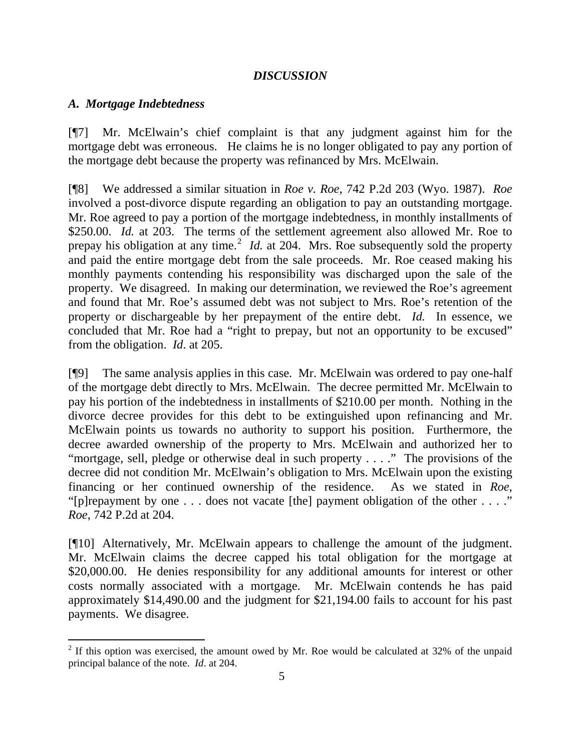## *DISCUSSION*

### *A. Mortgage Indebtedness*

[¶7] Mr. McElwain's chief complaint is that any judgment against him for the mortgage debt was erroneous. He claims he is no longer obligated to pay any portion of the mortgage debt because the property was refinanced by Mrs. McElwain.

[¶8] We addressed a similar situation in *Roe v. Roe*, 742 P.2d 203 (Wyo. 1987). *Roe* involved a post-divorce dispute regarding an obligation to pay an outstanding mortgage. Mr. Roe agreed to pay a portion of the mortgage indebtedness, in monthly installments of $250.00. *Id.* at 203. The terms of the settlement agreement also allowed Mr. Roe to prepay his obligation at any time.[2] *Id.* at 204. Mrs. Roe subsequently sold the property and paid the entire mortgage debt from the sale proceeds. Mr. Roe ceased making his monthly payments contending his responsibility was discharged upon the sale of the property. We disagreed. In making our determination, we reviewed the Roe's agreement and found that Mr. Roe's assumed debt was not subject to Mrs. Roe's retention of the property or dischargeable by her prepayment of the entire debt. *Id.* In essence, we concluded that Mr. Roe had a "right to prepay, but not an opportunity to be excused" from the obligation. *Id.* at 205.

[¶9] The same analysis applies in this case. Mr. McElwain was ordered to pay one-half of the mortgage debt directly to Mrs. McElwain. The decree permitted Mr. McElwain to pay his portion of the indebtedness in installments of $210.00 per month. Nothing in the divorce decree provides for this debt to be extinguished upon refinancing and Mr. McElwain points us towards no authority to support his position. Furthermore, the decree awarded ownership of the property to Mrs. McElwain and authorized her to "mortgage, sell, pledge or otherwise deal in such property . . . ." The provisions of the decree did not condition Mr. McElwain's obligation to Mrs. McElwain upon the existing financing or her continued ownership of the residence. As we stated in *Roe*, "[p]repayment by one . . . does not vacate [the] payment obligation of the other . . . ." *Roe*, 742 P.2d at 204.

[¶10] Alternatively, Mr. McElwain appears to challenge the amount of the judgment. Mr. McElwain claims the decree capped his total obligation for the mortgage at $20,000.00. He denies responsibility for any additional amounts for interest or other costs normally associated with a mortgage. Mr. McElwain contends he has paid approximately $14,490.00 and the judgment for $21,194.00 fails to account for his past payments. We disagree.

---

[2] If this option was exercised, the amount owed by Mr. Roe would be calculated at 32% of the unpaid principal balance of the note. *Id*. at 204.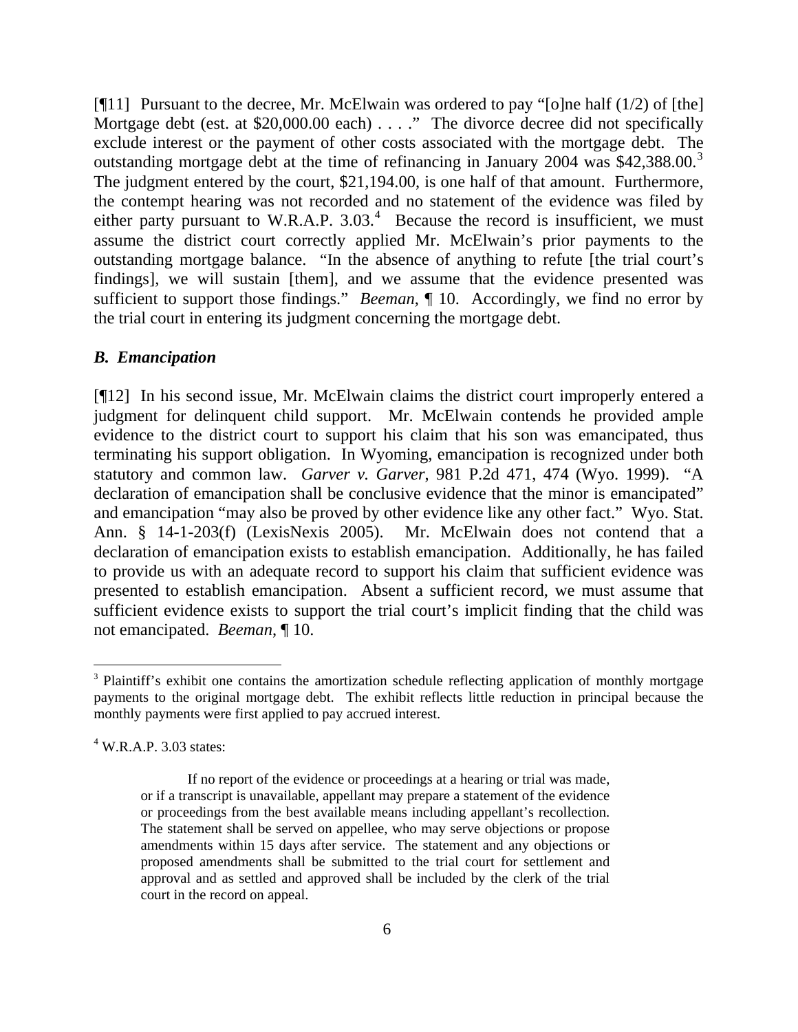[¶11] Pursuant to the decree, Mr. McElwain was ordered to pay "[o]ne half (1/2) of [the] Mortgage debt (est. at $20,000.00 each) . . . ." The divorce decree did not specifically exclude interest or the payment of other costs associated with the mortgage debt. The outstanding mortgage debt at the time of refinancing in January 2004 was $42,388.00.[3] The judgment entered by the court, $21,194.00, is one half of that amount. Furthermore, the contempt hearing was not recorded and no statement of the evidence was filed by either party pursuant to W.R.A.P. 3.03.[4] Because the record is insufficient, we must assume the district court correctly applied Mr. McElwain's prior payments to the outstanding mortgage balance. "In the absence of anything to refute [the trial court's findings], we will sustain [them], and we assume that the evidence presented was sufficient to support those findings." *Beeman*, ¶ 10. Accordingly, we find no error by the trial court in entering its judgment concerning the mortgage debt.

### *B. Emancipation*

[¶12] In his second issue, Mr. McElwain claims the district court improperly entered a judgment for delinquent child support. Mr. McElwain contends he provided ample evidence to the district court to support his claim that his son was emancipated, thus terminating his support obligation. In Wyoming, emancipation is recognized under both statutory and common law. *Garver v. Garver*, 981 P.2d 471, 474 (Wyo. 1999). "A declaration of emancipation shall be conclusive evidence that the minor is emancipated" and emancipation "may also be proved by other evidence like any other fact." Wyo. Stat. Ann. § 14-1-203(f) (LexisNexis 2005). Mr. McElwain does not contend that a declaration of emancipation exists to establish emancipation. Additionally, he has failed to provide us with an adequate record to support his claim that sufficient evidence was presented to establish emancipation. Absent a sufficient record, we must assume that sufficient evidence exists to support the trial court's implicit finding that the child was not emancipated. *Beeman*, ¶ 10.

---

[3] Plaintiff's exhibit one contains the amortization schedule reflecting application of monthly mortgage payments to the original mortgage debt. The exhibit reflects little reduction in principal because the monthly payments were first applied to pay accrued interest.

[4] W.R.A.P. 3.03 states:

> If no report of the evidence or proceedings at a hearing or trial was made, or if a transcript is unavailable, appellant may prepare a statement of the evidence or proceedings from the best available means including appellant's recollection. The statement shall be served on appellee, who may serve objections or propose amendments within 15 days after service. The statement and any objections or proposed amendments shall be submitted to the trial court for settlement and approval and as settled and approved shall be included by the clerk of the trial court in the record on appeal.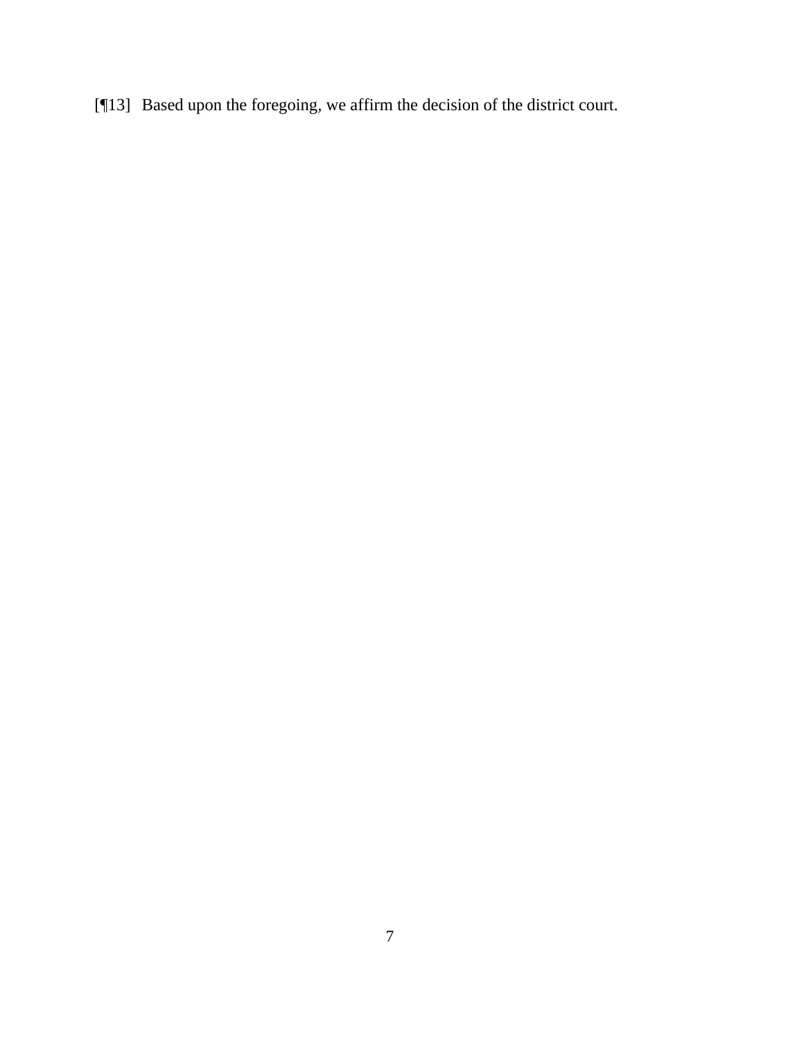[¶13] Based upon the foregoing, we affirm the decision of the district court.